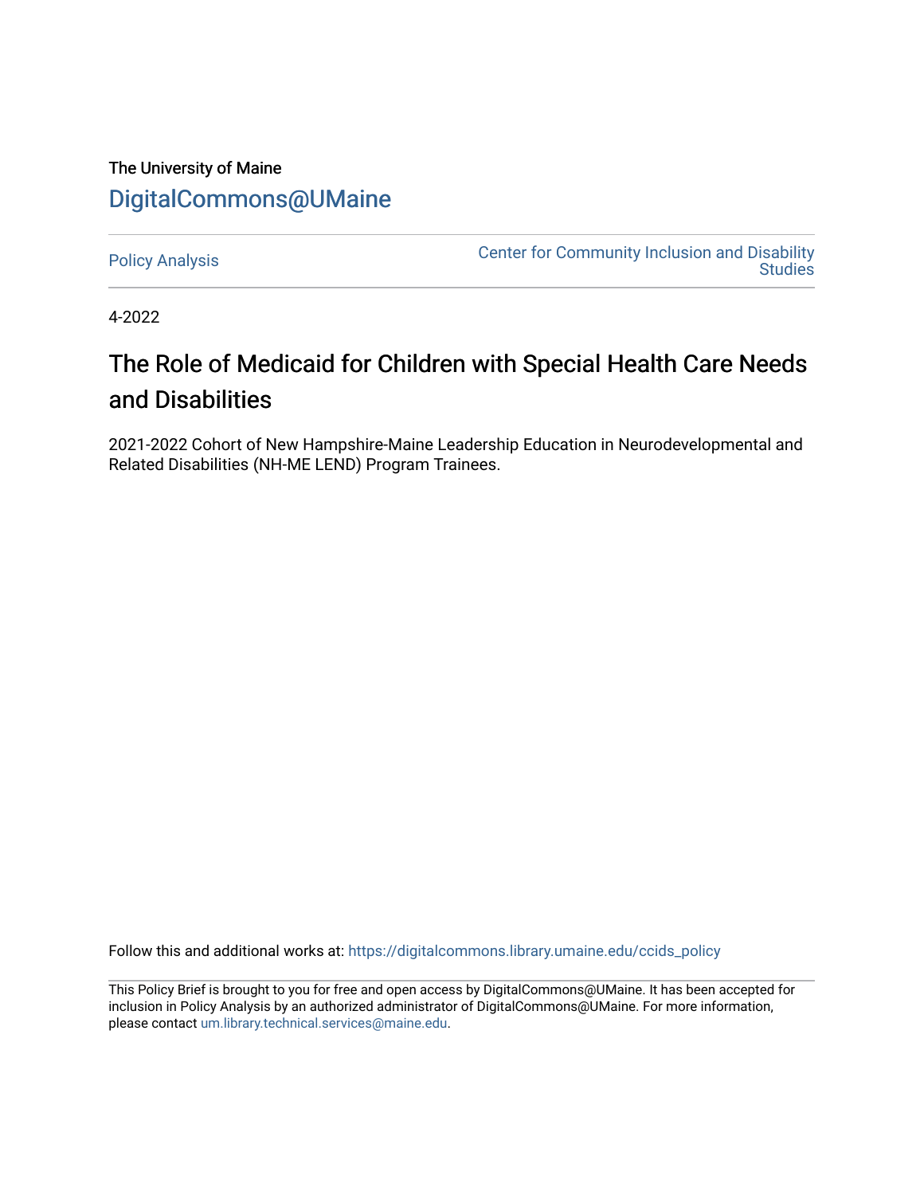The University of Maine

DigitalCommons@UMaine

Policy Analysis | Center for Community Inclusion and Disability Studies

4-2022

# The Role of Medicaid for Children with Special Health Care Needs and Disabilities

2021-2022 Cohort of New Hampshire-Maine Leadership Education in Neurodevelopmental and Related Disabilities (NH-ME LEND) Program Trainees.

Follow this and additional works at: https://digitalcommons.library.umaine.edu/ccids_policy

This Policy Brief is brought to you for free and open access by DigitalCommons@UMaine. It has been accepted for inclusion in Policy Analysis by an authorized administrator of DigitalCommons@UMaine. For more information, please contact um.library.technical.services@maine.edu.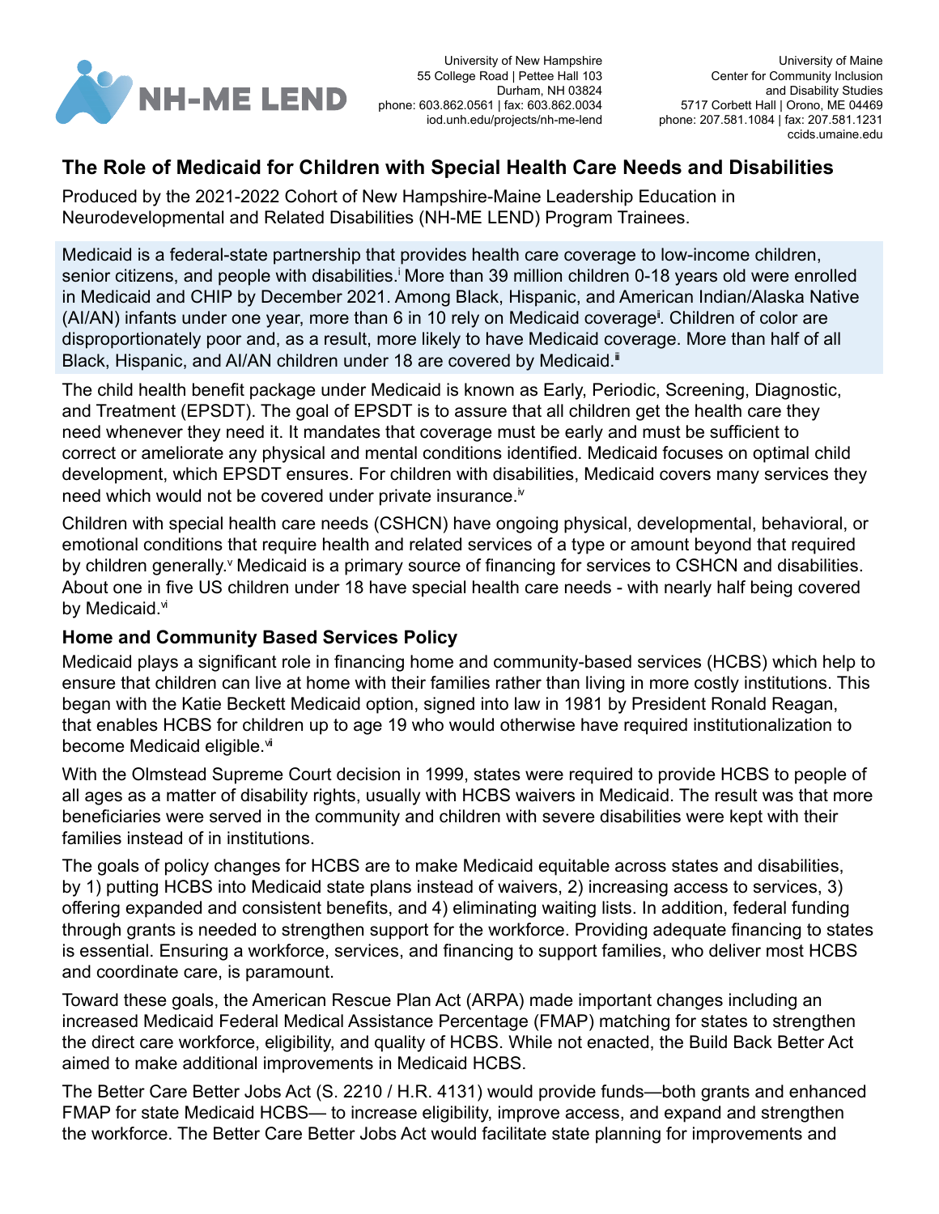University of New Hampshire
55 College Road | Pettee Hall 103
Durham, NH 03824
phone: 603.862.0561 | fax: 603.862.0034
iod.unh.edu/projects/nh-me-lend

University of Maine
Center for Community Inclusion
and Disability Studies
5717 Corbett Hall | Orono, ME 04469
phone: 207.581.1084 | fax: 207.581.1231
ccids.umaine.edu

## The Role of Medicaid for Children with Special Health Care Needs and Disabilities

Produced by the 2021-2022 Cohort of New Hampshire-Maine Leadership Education in Neurodevelopmental and Related Disabilities (NH-ME LEND) Program Trainees.

Medicaid is a federal-state partnership that provides health care coverage to low-income children, senior citizens, and people with disabilities.[i] More than 39 million children 0-18 years old were enrolled in Medicaid and CHIP by December 2021. Among Black, Hispanic, and American Indian/Alaska Native (AI/AN) infants under one year, more than 6 in 10 rely on Medicaid coverage[ii]. Children of color are disproportionately poor and, as a result, more likely to have Medicaid coverage. More than half of all Black, Hispanic, and AI/AN children under 18 are covered by Medicaid.[iii]

The child health benefit package under Medicaid is known as Early, Periodic, Screening, Diagnostic, and Treatment (EPSDT). The goal of EPSDT is to assure that all children get the health care they need whenever they need it. It mandates that coverage must be early and must be sufficient to correct or ameliorate any physical and mental conditions identified. Medicaid focuses on optimal child development, which EPSDT ensures. For children with disabilities, Medicaid covers many services they need which would not be covered under private insurance.[iv]

Children with special health care needs (CSHCN) have ongoing physical, developmental, behavioral, or emotional conditions that require health and related services of a type or amount beyond that required by children generally.[v] Medicaid is a primary source of financing for services to CSHCN and disabilities. About one in five US children under 18 have special health care needs - with nearly half being covered by Medicaid.[vi]

### Home and Community Based Services Policy

Medicaid plays a significant role in financing home and community-based services (HCBS) which help to ensure that children can live at home with their families rather than living in more costly institutions. This began with the Katie Beckett Medicaid option, signed into law in 1981 by President Ronald Reagan, that enables HCBS for children up to age 19 who would otherwise have required institutionalization to become Medicaid eligible.[vii]

With the Olmstead Supreme Court decision in 1999, states were required to provide HCBS to people of all ages as a matter of disability rights, usually with HCBS waivers in Medicaid. The result was that more beneficiaries were served in the community and children with severe disabilities were kept with their families instead of in institutions.

The goals of policy changes for HCBS are to make Medicaid equitable across states and disabilities, by 1) putting HCBS into Medicaid state plans instead of waivers, 2) increasing access to services, 3) offering expanded and consistent benefits, and 4) eliminating waiting lists. In addition, federal funding through grants is needed to strengthen support for the workforce. Providing adequate financing to states is essential. Ensuring a workforce, services, and financing to support families, who deliver most HCBS and coordinate care, is paramount.

Toward these goals, the American Rescue Plan Act (ARPA) made important changes including an increased Medicaid Federal Medical Assistance Percentage (FMAP) matching for states to strengthen the direct care workforce, eligibility, and quality of HCBS. While not enacted, the Build Back Better Act aimed to make additional improvements in Medicaid HCBS.

The Better Care Better Jobs Act (S. 2210 / H.R. 4131) would provide funds—both grants and enhanced FMAP for state Medicaid HCBS— to increase eligibility, improve access, and expand and strengthen the workforce. The Better Care Better Jobs Act would facilitate state planning for improvements and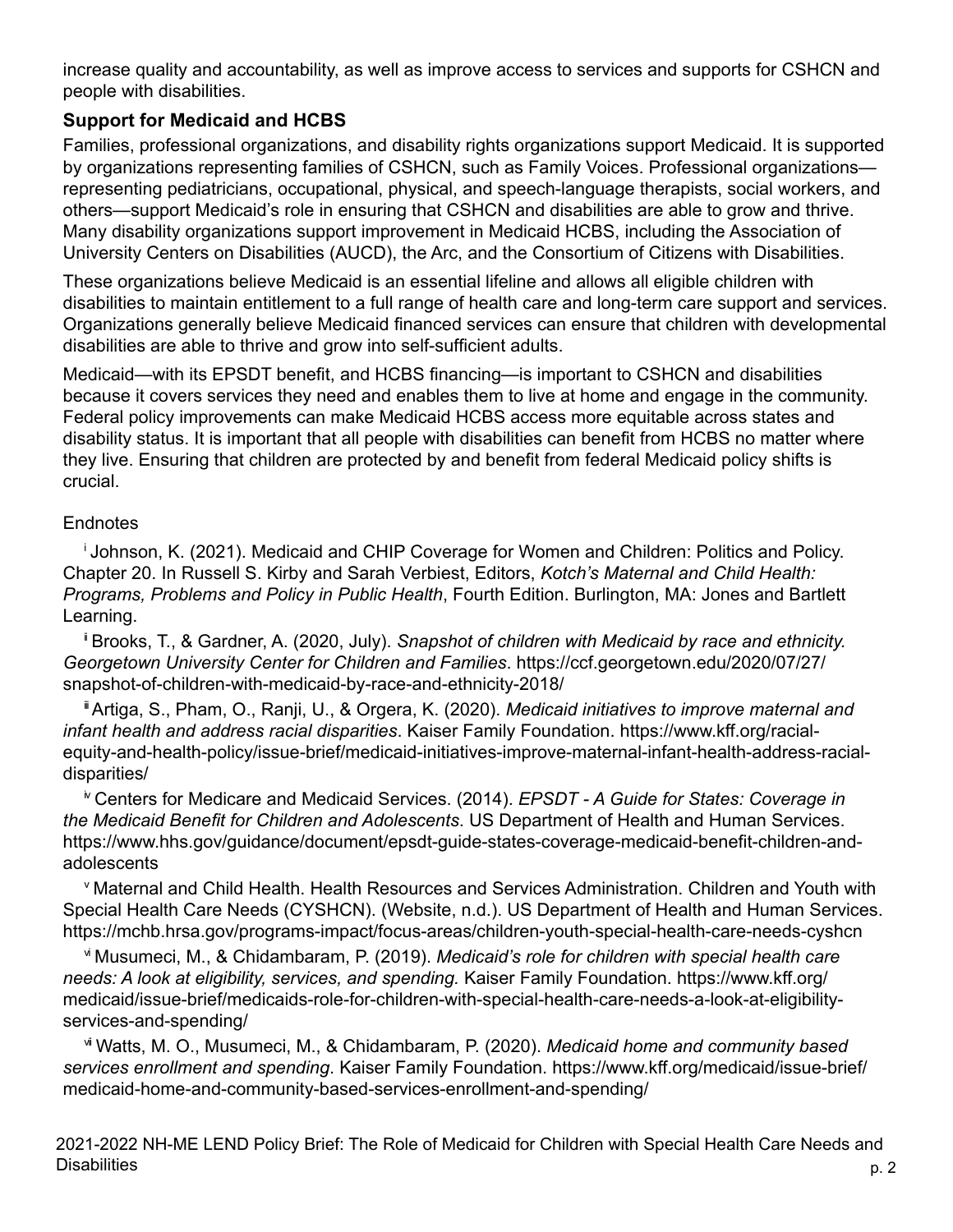increase quality and accountability, as well as improve access to services and supports for CSHCN and people with disabilities.

### Support for Medicaid and HCBS

Families, professional organizations, and disability rights organizations support Medicaid. It is supported by organizations representing families of CSHCN, such as Family Voices. Professional organizations—representing pediatricians, occupational, physical, and speech-language therapists, social workers, and others—support Medicaid's role in ensuring that CSHCN and disabilities are able to grow and thrive. Many disability organizations support improvement in Medicaid HCBS, including the Association of University Centers on Disabilities (AUCD), the Arc, and the Consortium of Citizens with Disabilities.

These organizations believe Medicaid is an essential lifeline and allows all eligible children with disabilities to maintain entitlement to a full range of health care and long-term care support and services. Organizations generally believe Medicaid financed services can ensure that children with developmental disabilities are able to thrive and grow into self-sufficient adults.

Medicaid—with its EPSDT benefit, and HCBS financing—is important to CSHCN and disabilities because it covers services they need and enables them to live at home and engage in the community. Federal policy improvements can make Medicaid HCBS access more equitable across states and disability status. It is important that all people with disabilities can benefit from HCBS no matter where they live. Ensuring that children are protected by and benefit from federal Medicaid policy shifts is crucial.

Endnotes

[i] Johnson, K. (2021). Medicaid and CHIP Coverage for Women and Children: Politics and Policy. Chapter 20. In Russell S. Kirby and Sarah Verbiest, Editors, *Kotch's Maternal and Child Health: Programs, Problems and Policy in Public Health*, Fourth Edition. Burlington, MA: Jones and Bartlett Learning.

[ii] Brooks, T., & Gardner, A. (2020, July). *Snapshot of children with Medicaid by race and ethnicity. Georgetown University Center for Children and Families*. https://ccf.georgetown.edu/2020/07/27/snapshot-of-children-with-medicaid-by-race-and-ethnicity-2018/

[iii] Artiga, S., Pham, O., Ranji, U., & Orgera, K. (2020). *Medicaid initiatives to improve maternal and infant health and address racial disparities*. Kaiser Family Foundation. https://www.kff.org/racial-equity-and-health-policy/issue-brief/medicaid-initiatives-improve-maternal-infant-health-address-racial-disparities/

[iv] Centers for Medicare and Medicaid Services. (2014). *EPSDT - A Guide for States: Coverage in the Medicaid Benefit for Children and Adolescents*. US Department of Health and Human Services. https://www.hhs.gov/guidance/document/epsdt-guide-states-coverage-medicaid-benefit-children-and-adolescents

[v] Maternal and Child Health. Health Resources and Services Administration. Children and Youth with Special Health Care Needs (CYSHCN). (Website, n.d.). US Department of Health and Human Services. https://mchb.hrsa.gov/programs-impact/focus-areas/children-youth-special-health-care-needs-cyshcn

[vi] Musumeci, M., & Chidambaram, P. (2019). *Medicaid's role for children with special health care needs: A look at eligibility, services, and spending.* Kaiser Family Foundation. https://www.kff.org/medicaid/issue-brief/medicaids-role-for-children-with-special-health-care-needs-a-look-at-eligibility-services-and-spending/

[vii] Watts, M. O., Musumeci, M., & Chidambaram, P. (2020). *Medicaid home and community based services enrollment and spending*. Kaiser Family Foundation. https://www.kff.org/medicaid/issue-brief/medicaid-home-and-community-based-services-enrollment-and-spending/